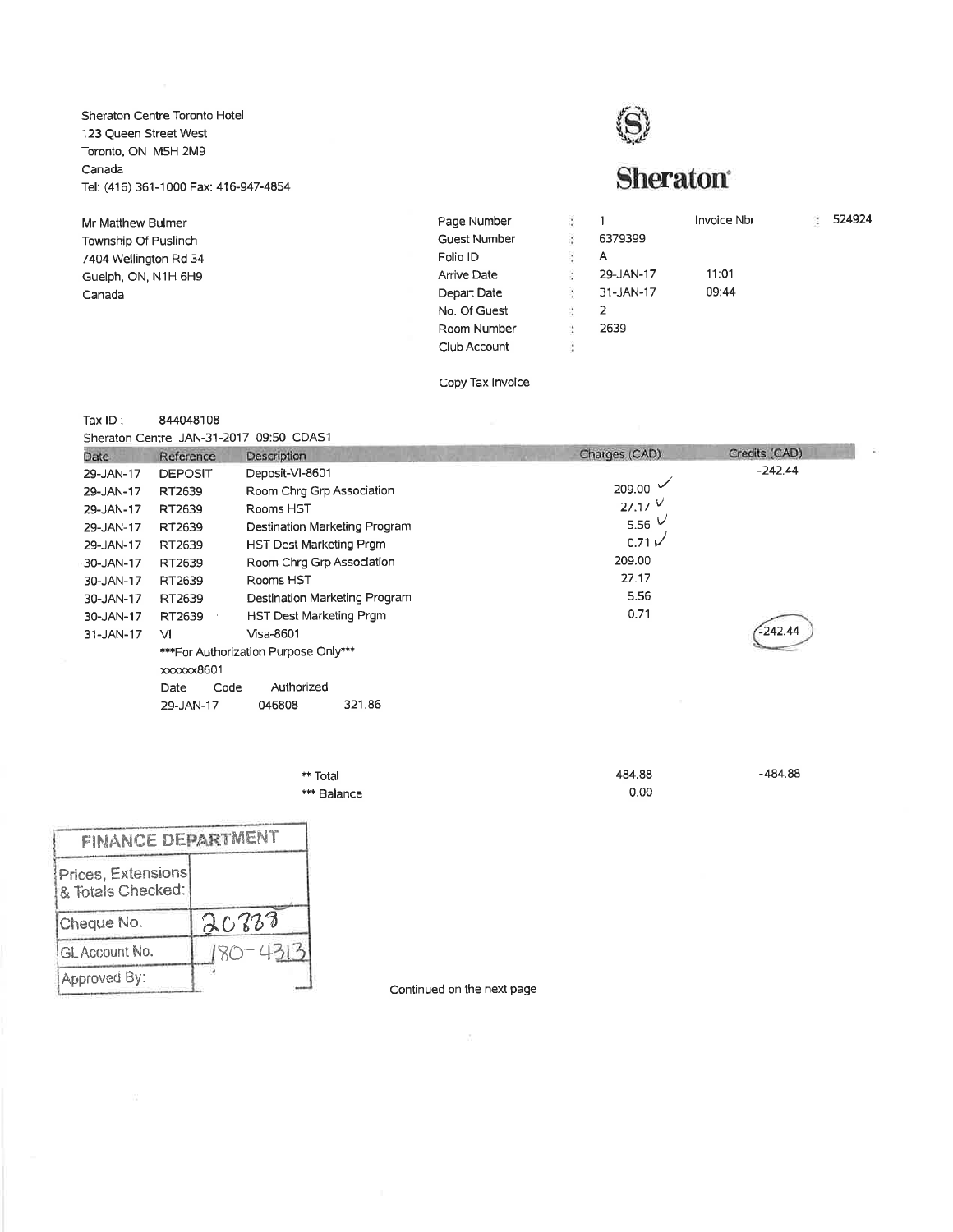Sheraton Centre Toronto Hotel
123 Queen Street West
Toronto, ON M5H 2M9
Canada
Tel: (416) 361-1000 Fax: 416-947-4854

**Sheraton**

Mr Matthew Bulmer
Township Of Puslinch
7404 Wellington Rd 34
Guelph, ON, N1H 6H9
Canada

| | | | | |
|---|---|---|---|---|
| Page Number | : | 1 | Invoice Nbr | : 524924 |
| Guest Number | : | 6379399 | | |
| Folio ID | : | A | | |
| Arrive Date | : | 29-JAN-17 | 11:01 | |
| Depart Date | : | 31-JAN-17 | 09:44 | |
| No. Of Guest | : | 2 | | |
| Room Number | : | 2639 | | |
| Club Account | : | | | |

Copy Tax Invoice

Tax ID : 844048108

Sheraton Centre JAN-31-2017 09:50 CDAS1

| Date | Reference | Description | Charges (CAD) | Credits (CAD) |
|---|---|---|---|---|
| 29-JAN-17 | DEPOSIT | Deposit-VI-8601 | | -242.44 |
| 29-JAN-17 | RT2639 | Room Chrg Grp Association | 209.00 ✓ | |
| 29-JAN-17 | RT2639 | Rooms HST | 27.17 ✓ | |
| 29-JAN-17 | RT2639 | Destination Marketing Program | 5.56 ✓ | |
| 29-JAN-17 | RT2639 | HST Dest Marketing Prgm | 0.71 ✓ | |
| 30-JAN-17 | RT2639 | Room Chrg Grp Association | 209.00 | |
| 30-JAN-17 | RT2639 | Rooms HST | 27.17 | |
| 30-JAN-17 | RT2639 | Destination Marketing Program | 5.56 | |
| 30-JAN-17 | RT2639 | HST Dest Marketing Prgm | 0.71 | |
| 31-JAN-17 | VI | Visa-8601 | | -242.44 |

***For Authorization Purpose Only***

xxxxxx8601

| Date | Code | Authorized |
|---|---|---|
| 29-JAN-17 | 046808 | 321.86 |

| | Charges (CAD) | Credits (CAD) |
|---|---|---|
| ** Total | 484.88 | -484.88 |
| *** Balance | 0.00 | |

| FINANCE DEPARTMENT | |
|---|---|
| Prices, Extensions & Totals Checked: | |
| Cheque No. | 20838 |
| GL Account No. | 180-4313 |
| Approved By: | |

Continued on the next page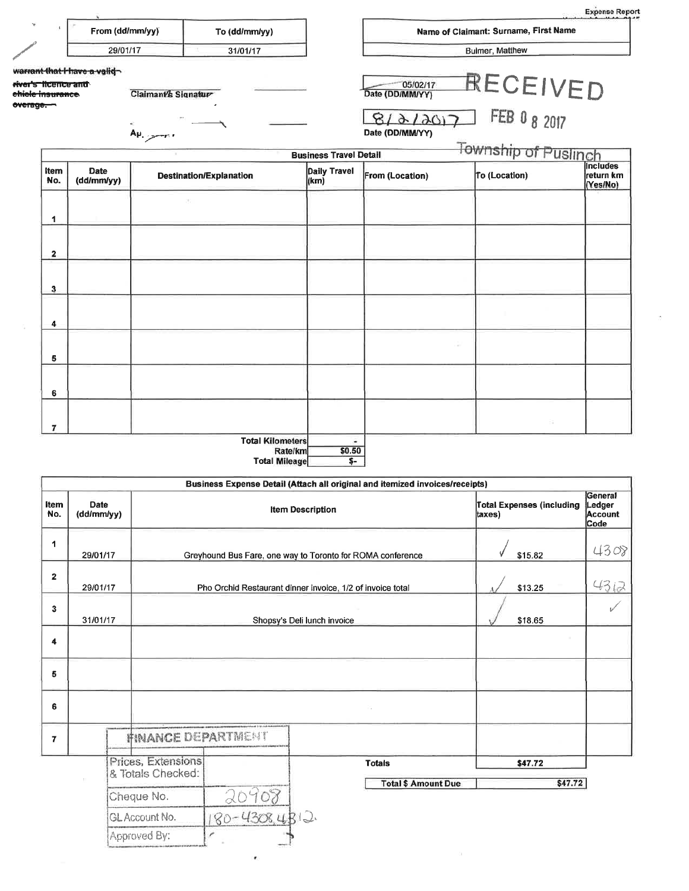Expense Report

| From (dd/mm/yy) | To (dd/mm/yy) |
|---|---|
| 29/01/17 | 31/01/17 |

| Name of Claimant: Surname, First Name |
|---|
| Bulmer, Matthew |

~~warrant that I have a valid driver's licence and vehicle insurance coverage.~~

Claimant's Signature

05/02/17
Date (DD/MM/YY)

Ap.

8/2/2017
Date (DD/MM/YY)

RECEIVED
FEB 0 8 2017
Township of Puslinch

**Business Travel Detail**

| Item No. | Date (dd/mm/yy) | Destination/Explanation | Daily Travel (km) | From (Location) | To (Location) | Includes return km (Yes/No) |
|---|---|---|---|---|---|---|
| 1 | | | | | | |
| 2 | | | | | | |
| 3 | | | | | | |
| 4 | | | | | | |
| 5 | | | | | | |
| 6 | | | | | | |
| 7 | | | | | | |
| | | Total Kilometers | - | | | |
| | | Rate/km | $0.50 | | | |
| | | Total Mileage | $- | | | |

**Business Expense Detail (Attach all original and itemized invoices/receipts)**

| Item No. | Date (dd/mm/yy) | Item Description | Total Expenses (including taxes) | General Ledger Account Code |
|---|---|---|---|---|
| 1 | 29/01/17 | Greyhound Bus Fare, one way to Toronto for ROMA conference | ✓ $15.82 | 4308 |
| 2 | 29/01/17 | Pho Orchid Restaurant dinner invoice, 1/2 of invoice total | ✓ $13.25 | 4312 |
| 3 | 31/01/17 | Shopsy's Deli lunch invoice | ✓ $18.65 | ✓ |
| 4 | | | | |
| 5 | | | | |
| 6 | | | | |
| 7 | | | | |
| | | Totals | $47.72 | |
| | | Total $ Amount Due | $47.72 | |

| FINANCE DEPARTMENT | |
|---|---|
| Prices, Extensions & Totals Checked: | |
| Cheque No. | 20908 |
| GL Account No. | 180-4308,4312 |
| Approved By: | |